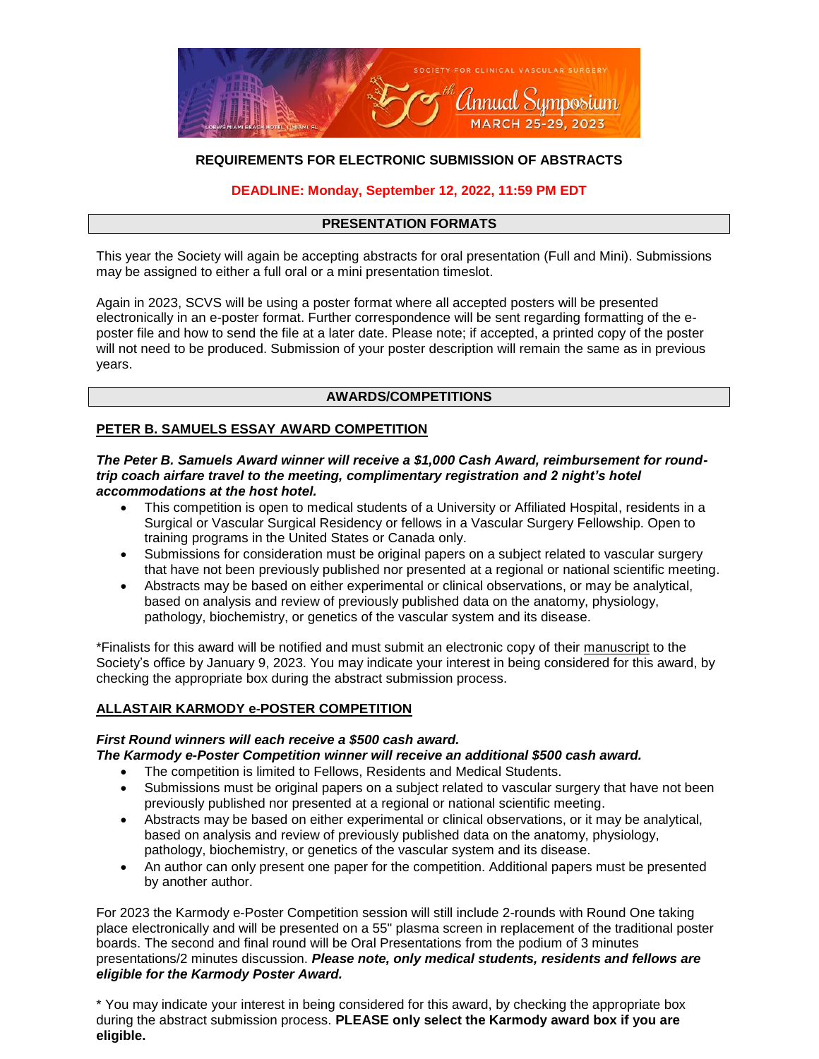REQUIREMENTS FOR ELECTRONIC SUBMISSION OF ABSTRACTS

**DEADLINE: Monday, September 12, 2022, 11:59 PM EDT**

## PRESENTATION FORMATS

This year the Society will again be accepting abstracts for oral presentation (Full and Mini). Submissions may be assigned to either a full oral or a mini presentation timeslot.

Again in 2023, SCVS will be using a poster format where all accepted posters will be presented electronically in an e-poster format. Further correspondence will be sent regarding formatting of the e-poster file and how to send the file at a later date. Please note; if accepted, a printed copy of the poster will not need to be produced. Submission of your poster description will remain the same as in previous years.

## AWARDS/COMPETITIONS

### PETER B. SAMUELS ESSAY AWARD COMPETITION

***The Peter B. Samuels Award winner will receive a $1,000 Cash Award, reimbursement for round-trip coach airfare travel to the meeting, complimentary registration and 2 night's hotel accommodations at the host hotel.***

- This competition is open to medical students of a University or Affiliated Hospital, residents in a Surgical or Vascular Surgical Residency or fellows in a Vascular Surgery Fellowship. Open to training programs in the United States or Canada only.
- Submissions for consideration must be original papers on a subject related to vascular surgery that have not been previously published nor presented at a regional or national scientific meeting.
- Abstracts may be based on either experimental or clinical observations, or may be analytical, based on analysis and review of previously published data on the anatomy, physiology, pathology, biochemistry, or genetics of the vascular system and its disease.

*Finalists for this award will be notified and must submit an electronic copy of their manuscript to the Society's office by January 9, 2023. You may indicate your interest in being considered for this award, by checking the appropriate box during the abstract submission process.

### ALLASTAIR KARMODY e-POSTER COMPETITION

***First Round winners will each receive a $500 cash award.***
***The Karmody e-Poster Competition winner will receive an additional $500 cash award.***

- The competition is limited to Fellows, Residents and Medical Students.
- Submissions must be original papers on a subject related to vascular surgery that have not been previously published nor presented at a regional or national scientific meeting.
- Abstracts may be based on either experimental or clinical observations, or it may be analytical, based on analysis and review of previously published data on the anatomy, physiology, pathology, biochemistry, or genetics of the vascular system and its disease.
- An author can only present one paper for the competition. Additional papers must be presented by another author.

For 2023 the Karmody e-Poster Competition session will still include 2-rounds with Round One taking place electronically and will be presented on a 55" plasma screen in replacement of the traditional poster boards. The second and final round will be Oral Presentations from the podium of 3 minutes presentations/2 minutes discussion. ***Please note, only medical students, residents and fellows are eligible for the Karmody Poster Award.***

* You may indicate your interest in being considered for this award, by checking the appropriate box during the abstract submission process. **PLEASE only select the Karmody award box if you are eligible.**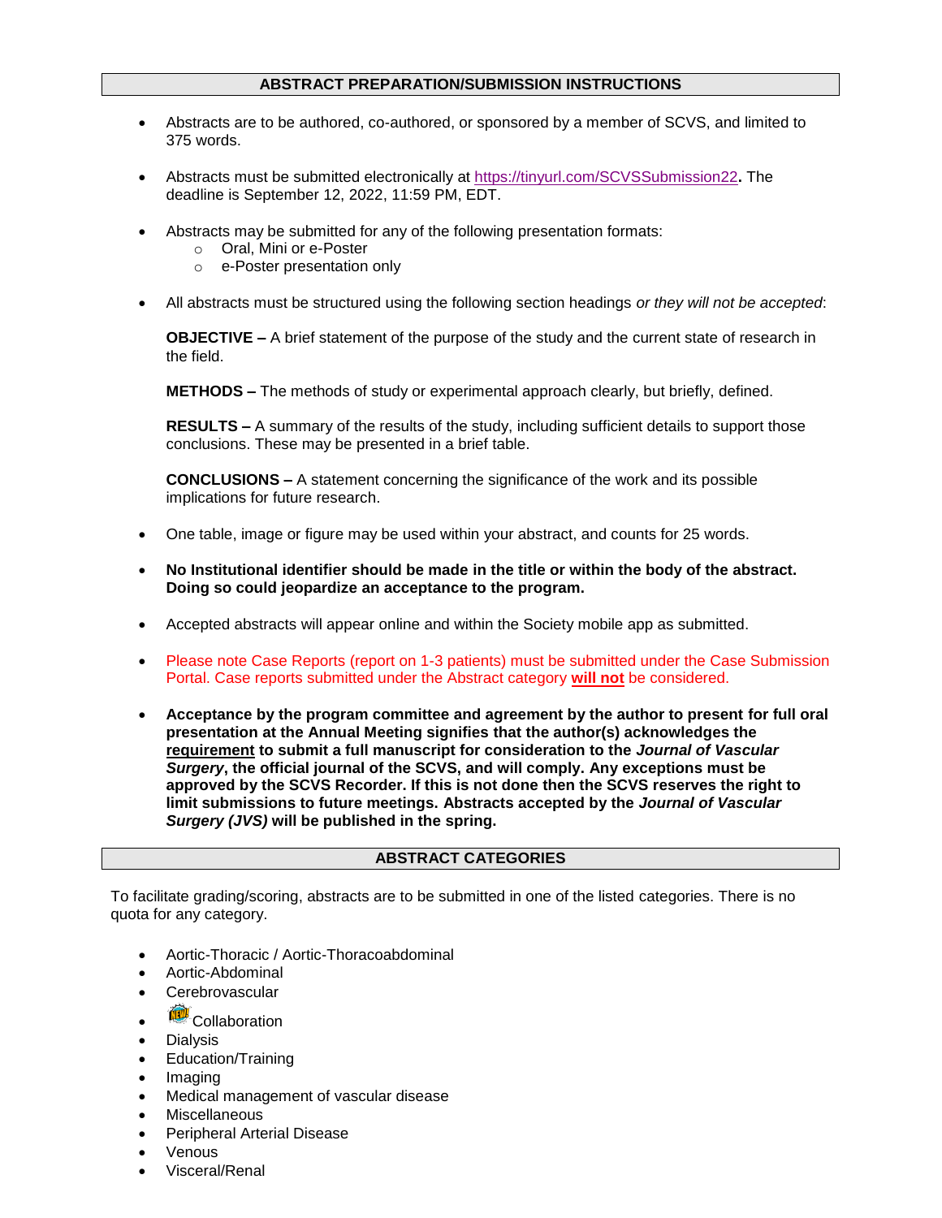## ABSTRACT PREPARATION/SUBMISSION INSTRUCTIONS

- Abstracts are to be authored, co-authored, or sponsored by a member of SCVS, and limited to 375 words.

- Abstracts must be submitted electronically at https://tinyurl.com/SCVSSubmission22**.** The deadline is September 12, 2022, 11:59 PM, EDT.

- Abstracts may be submitted for any of the following presentation formats:
  - Oral, Mini or e-Poster
  - e-Poster presentation only

- All abstracts must be structured using the following section headings *or they will not be accepted*:

  **OBJECTIVE –** A brief statement of the purpose of the study and the current state of research in the field.

  **METHODS –** The methods of study or experimental approach clearly, but briefly, defined.

  **RESULTS –** A summary of the results of the study, including sufficient details to support those conclusions. These may be presented in a brief table.

  **CONCLUSIONS –** A statement concerning the significance of the work and its possible implications for future research.

- One table, image or figure may be used within your abstract, and counts for 25 words.

- **No Institutional identifier should be made in the title or within the body of the abstract. Doing so could jeopardize an acceptance to the program.**

- Accepted abstracts will appear online and within the Society mobile app as submitted.

- Please note Case Reports (report on 1-3 patients) must be submitted under the Case Submission Portal. Case reports submitted under the Abstract category **<u>will not</u>** be considered.

- **Acceptance by the program committee and agreement by the author to present for full oral presentation at the Annual Meeting signifies that the author(s) acknowledges the <u>requirement</u> to submit a full manuscript for consideration to the *Journal of Vascular Surgery*, the official journal of the SCVS, and will comply. Any exceptions must be approved by the SCVS Recorder. If this is not done then the SCVS reserves the right to limit submissions to future meetings. Abstracts accepted by the *Journal of Vascular Surgery (JVS)* will be published in the spring.**

## ABSTRACT CATEGORIES

To facilitate grading/scoring, abstracts are to be submitted in one of the listed categories. There is no quota for any category.

- Aortic-Thoracic / Aortic-Thoracoabdominal
- Aortic-Abdominal
- Cerebrovascular
- NEW! Collaboration
- Dialysis
- Education/Training
- Imaging
- Medical management of vascular disease
- Miscellaneous
- Peripheral Arterial Disease
- Venous
- Visceral/Renal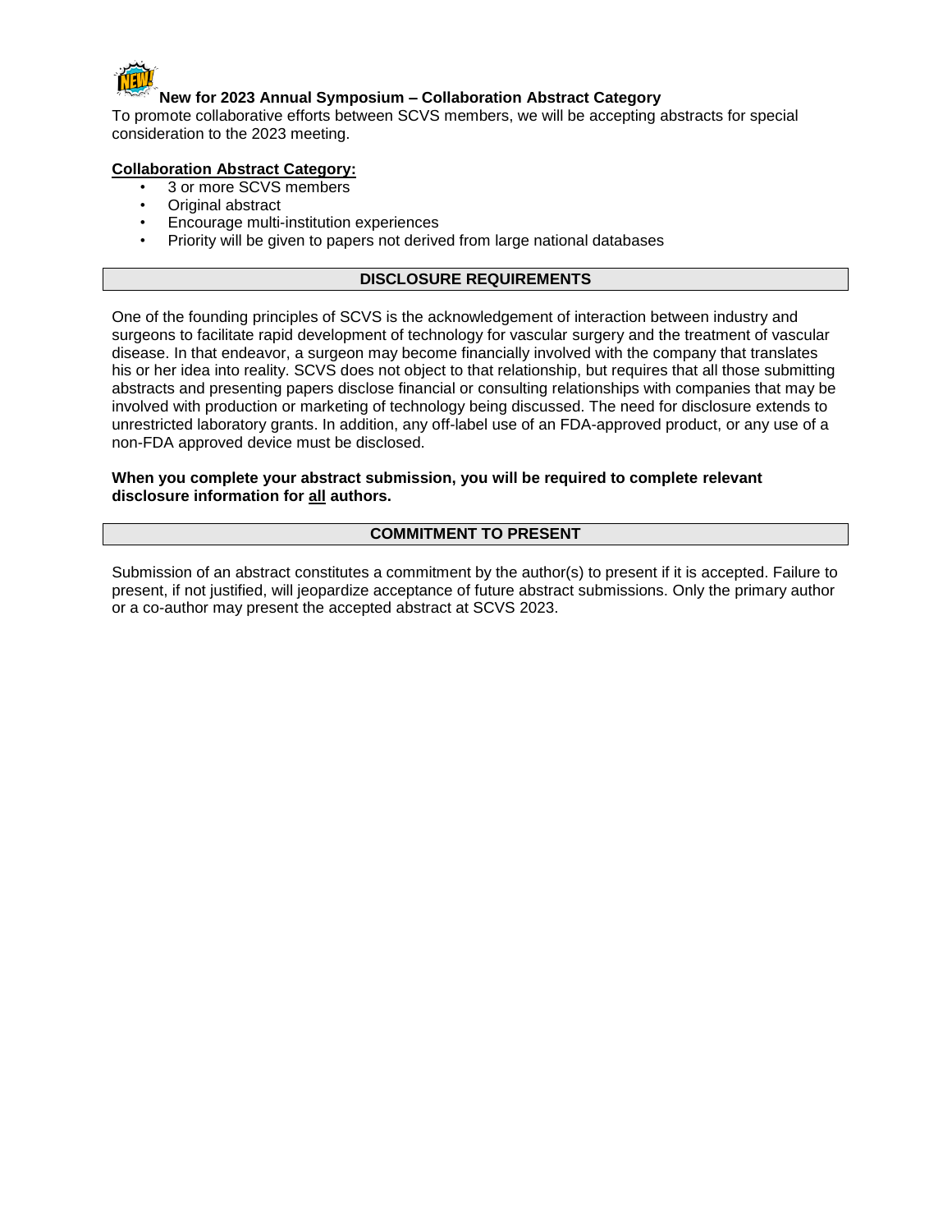**New for 2023 Annual Symposium – Collaboration Abstract Category**

To promote collaborative efforts between SCVS members, we will be accepting abstracts for special consideration to the 2023 meeting.

**Collaboration Abstract Category:**

- 3 or more SCVS members
- Original abstract
- Encourage multi-institution experiences
- Priority will be given to papers not derived from large national databases

## DISCLOSURE REQUIREMENTS

One of the founding principles of SCVS is the acknowledgement of interaction between industry and surgeons to facilitate rapid development of technology for vascular surgery and the treatment of vascular disease. In that endeavor, a surgeon may become financially involved with the company that translates his or her idea into reality. SCVS does not object to that relationship, but requires that all those submitting abstracts and presenting papers disclose financial or consulting relationships with companies that may be involved with production or marketing of technology being discussed. The need for disclosure extends to unrestricted laboratory grants. In addition, any off-label use of an FDA-approved product, or any use of a non-FDA approved device must be disclosed.

**When you complete your abstract submission, you will be required to complete relevant disclosure information for all authors.**

## COMMITMENT TO PRESENT

Submission of an abstract constitutes a commitment by the author(s) to present if it is accepted. Failure to present, if not justified, will jeopardize acceptance of future abstract submissions. Only the primary author or a co-author may present the accepted abstract at SCVS 2023.